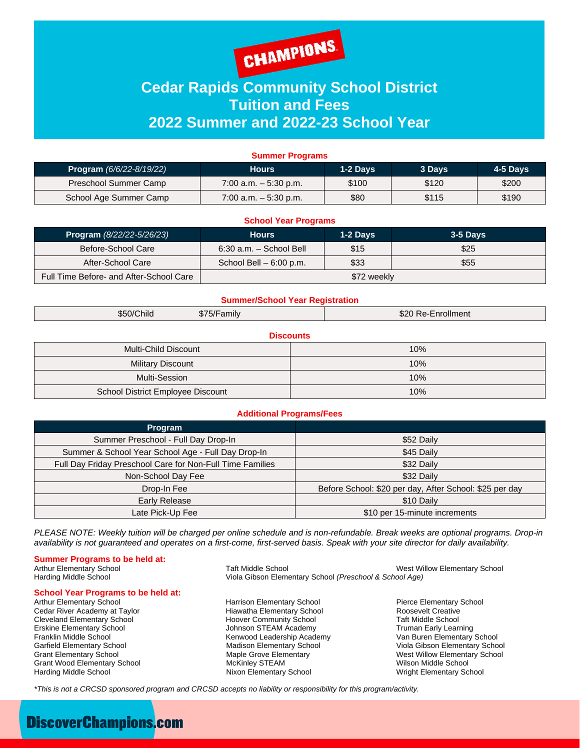CHAMPIONS

# Cedar Rapids Community School District
# Tuition and Fees
# 2022 Summer and 2022-23 School Year

### Summer Programs

| **Program** *(6/6/22-8/19/22)* | **Hours** | **1-2 Days** | **3 Days** | **4-5 Days** |
|---|---|---|---|---|
| Preschool Summer Camp | 7:00 a.m. – 5:30 p.m. | $100 | $120 | $200 |
| School Age Summer Camp | 7:00 a.m. – 5:30 p.m. | $80 | $115 | $190 |

### School Year Programs

| **Program** *(8/22/22-5/26/23)* | **Hours** | **1-2 Days** | **3-5 Days** |
|---|---|---|---|
| Before-School Care | 6:30 a.m. – School Bell | $15 | $25 |
| After-School Care | School Bell – 6:00 p.m. | $33 | $55 |
| Full Time Before- and After-School Care | $72 weekly | | |

### Summer/School Year Registration

| | | |
|---|---|---|
| $50/Child | $75/Family | $20 Re-Enrollment |

### Discounts

| | |
|---|---|
| Multi-Child Discount | 10% |
| Military Discount | 10% |
| Multi-Session | 10% |
| School District Employee Discount | 10% |

### Additional Programs/Fees

| **Program** | |
|---|---|
| Summer Preschool - Full Day Drop-In | $52 Daily |
| Summer & School Year School Age - Full Day Drop-In | $45 Daily |
| Full Day Friday Preschool Care for Non-Full Time Families | $32 Daily |
| Non-School Day Fee | $32 Daily |
| Drop-In Fee | Before School: $20 per day, After School: $25 per day |
| Early Release | $10 Daily |
| Late Pick-Up Fee | $10 per 15-minute increments |

*PLEASE NOTE: Weekly tuition will be charged per online schedule and is non-refundable. Break weeks are optional programs. Drop-in availability is not guaranteed and operates on a first-come, first-served basis. Speak with your site director for daily availability.*

**Summer Programs to be held at:**

Arthur Elementary School
Harding Middle School
Taft Middle School
Viola Gibson Elementary School *(Preschool & School Age)*
West Willow Elementary School

**School Year Programs to be held at:**

Arthur Elementary School
Cedar River Academy at Taylor
Cleveland Elementary School
Erskine Elementary School
Franklin Middle School
Garfield Elementary School
Grant Elementary School
Grant Wood Elementary School
Harding Middle School
Harrison Elementary School
Hiawatha Elementary School
Hoover Community School
Johnson STEAM Academy
Kenwood Leadership Academy
Madison Elementary School
Maple Grove Elementary
McKinley STEAM
Nixon Elementary School
Pierce Elementary School
Roosevelt Creative
Taft Middle School
Truman Early Learning
Van Buren Elementary School
Viola Gibson Elementary School
West Willow Elementary School
Wilson Middle School
Wright Elementary School

*\*This is not a CRCSD sponsored program and CRCSD accepts no liability or responsibility for this program/activity.*

**DiscoverChampions.com**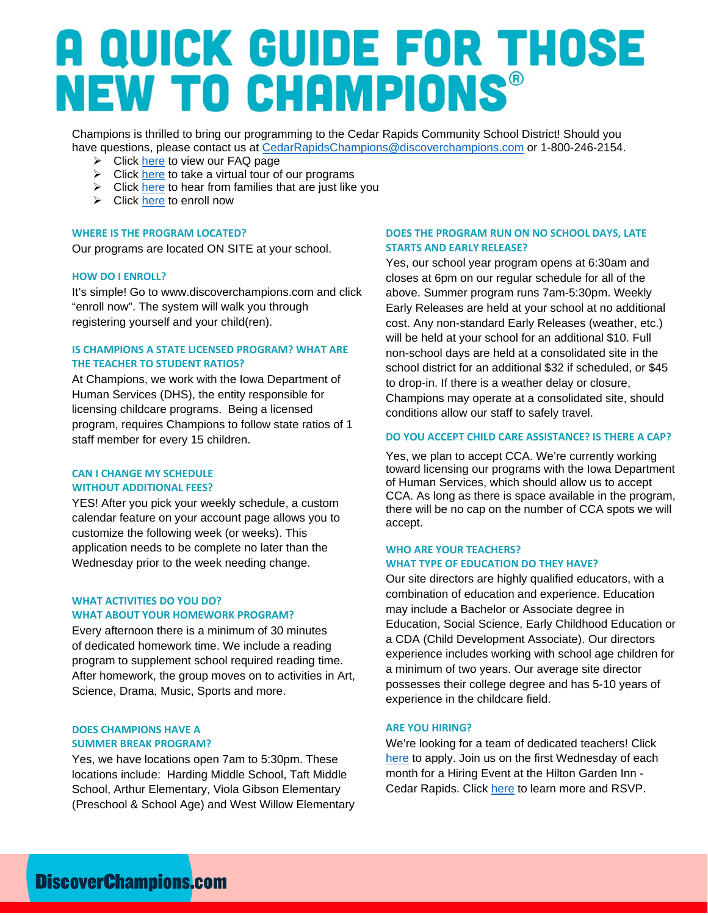# A QUICK GUIDE FOR THOSE NEW TO CHAMPIONS®

Champions is thrilled to bring our programming to the Cedar Rapids Community School District! Should you have questions, please contact us at CedarRapidsChampions@discoverchampions.com or 1-800-246-2154.

- Click here to view our FAQ page
- Click here to take a virtual tour of our programs
- Click here to hear from families that are just like you
- Click here to enroll now

### WHERE IS THE PROGRAM LOCATED?

Our programs are located ON SITE at your school.

### HOW DO I ENROLL?

It's simple! Go to www.discoverchampions.com and click "enroll now". The system will walk you through registering yourself and your child(ren).

### IS CHAMPIONS A STATE LICENSED PROGRAM? WHAT ARE THE TEACHER TO STUDENT RATIOS?

At Champions, we work with the Iowa Department of Human Services (DHS), the entity responsible for licensing childcare programs. Being a licensed program, requires Champions to follow state ratios of 1 staff member for every 15 children.

### CAN I CHANGE MY SCHEDULE WITHOUT ADDITIONAL FEES?

YES! After you pick your weekly schedule, a custom calendar feature on your account page allows you to customize the following week (or weeks). This application needs to be complete no later than the Wednesday prior to the week needing change.

### WHAT ACTIVITIES DO YOU DO? WHAT ABOUT YOUR HOMEWORK PROGRAM?

Every afternoon there is a minimum of 30 minutes of dedicated homework time. We include a reading program to supplement school required reading time. After homework, the group moves on to activities in Art, Science, Drama, Music, Sports and more.

### DOES CHAMPIONS HAVE A SUMMER BREAK PROGRAM?

Yes, we have locations open 7am to 5:30pm. These locations include: Harding Middle School, Taft Middle School, Arthur Elementary, Viola Gibson Elementary (Preschool & School Age) and West Willow Elementary

### DOES THE PROGRAM RUN ON NO SCHOOL DAYS, LATE STARTS AND EARLY RELEASE?

Yes, our school year program opens at 6:30am and closes at 6pm on our regular schedule for all of the above. Summer program runs 7am-5:30pm. Weekly Early Releases are held at your school at no additional cost. Any non-standard Early Releases (weather, etc.) will be held at your school for an additional $10. Full non-school days are held at a consolidated site in the school district for an additional $32 if scheduled, or $45 to drop-in. If there is a weather delay or closure, Champions may operate at a consolidated site, should conditions allow our staff to safely travel.

### DO YOU ACCEPT CHILD CARE ASSISTANCE? IS THERE A CAP?

Yes, we plan to accept CCA. We're currently working toward licensing our programs with the Iowa Department of Human Services, which should allow us to accept CCA. As long as there is space available in the program, there will be no cap on the number of CCA spots we will accept.

### WHO ARE YOUR TEACHERS? WHAT TYPE OF EDUCATION DO THEY HAVE?

Our site directors are highly qualified educators, with a combination of education and experience. Education may include a Bachelor or Associate degree in Education, Social Science, Early Childhood Education or a CDA (Child Development Associate). Our directors experience includes working with school age children for a minimum of two years. Our average site director possesses their college degree and has 5-10 years of experience in the childcare field.

### ARE YOU HIRING?

We're looking for a team of dedicated teachers! Click here to apply. Join us on the first Wednesday of each month for a Hiring Event at the Hilton Garden Inn - Cedar Rapids. Click here to learn more and RSVP.

DiscoverChampions.com